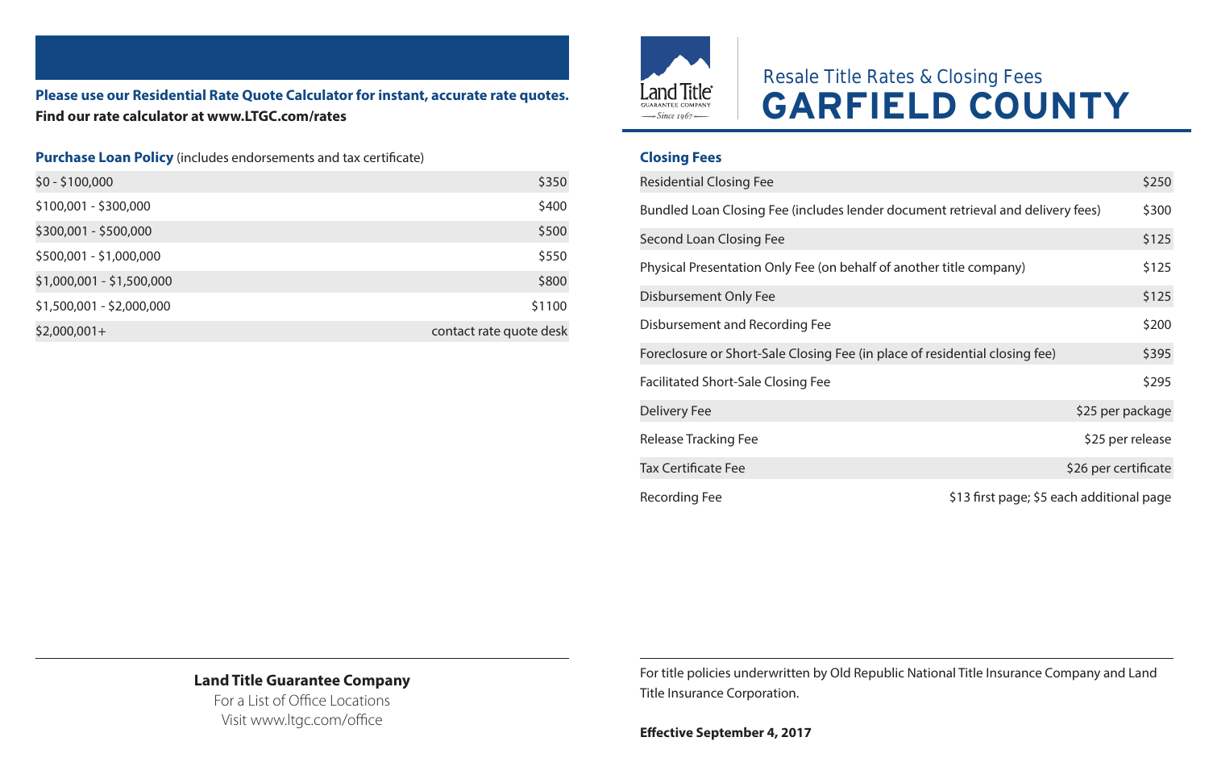# Resale Title Rates & Closing Fees

# GARFIELD COUNTY

**Please use our Residential Rate Quote Calculator for instant, accurate rate quotes.**
**Find our rate calculator at www.LTGC.com/rates**

**Purchase Loan Policy** (includes endorsements and tax certificate)

| | |
|---|---|
| $0 - $100,000 | $350 |
| $100,001 - $300,000 | $400 |
| $300,001 - $500,000 | $500 |
| $500,001 - $1,000,000 | $550 |
| $1,000,001 - $1,500,000 | $800 |
| $1,500,001 - $2,000,000 | $1100 |
| $2,000,001+ | contact rate quote desk |

**Closing Fees**

| | |
|---|---|
| Residential Closing Fee | $250 |
| Bundled Loan Closing Fee (includes lender document retrieval and delivery fees) | $300 |
| Second Loan Closing Fee | $125 |
| Physical Presentation Only Fee (on behalf of another title company) | $125 |
| Disbursement Only Fee | $125 |
| Disbursement and Recording Fee | $200 |
| Foreclosure or Short-Sale Closing Fee (in place of residential closing fee) | $395 |
| Facilitated Short-Sale Closing Fee | $295 |
| Delivery Fee | $25 per package |
| Release Tracking Fee | $25 per release |
| Tax Certificate Fee | $26 per certificate |
| Recording Fee | $13 first page; $5 each additional page |

**Land Title Guarantee Company**
For a List of Office Locations
Visit www.ltgc.com/office

For title policies underwritten by Old Republic National Title Insurance Company and Land Title Insurance Corporation.

**Effective September 4, 2017**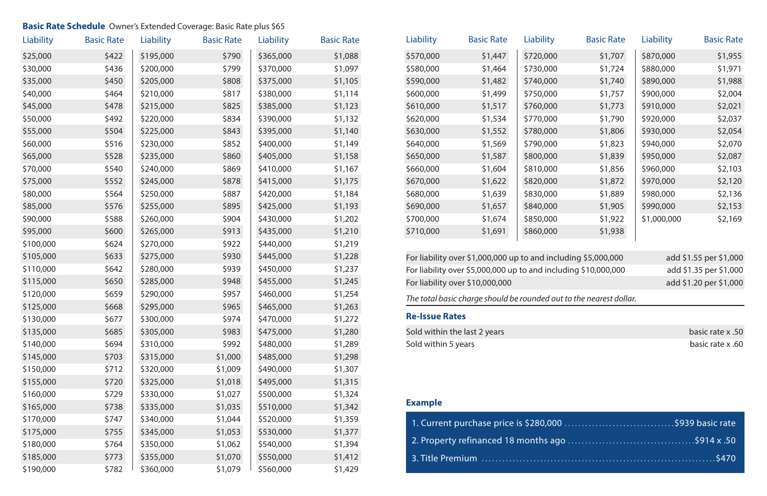**Basic Rate Schedule** Owner's Extended Coverage: Basic Rate plus $65

| Liability | Basic Rate | Liability | Basic Rate | Liability | Basic Rate |
|---|---|---|---|---|---|
| $25,000 | $422 | $195,000 | $790 | $365,000 | $1,088 |
| $30,000 | $436 | $200,000 | $799 | $370,000 | $1,097 |
| $35,000 | $450 | $205,000 | $808 | $375,000 | $1,105 |
| $40,000 | $464 | $210,000 | $817 | $380,000 | $1,114 |
| $45,000 | $478 | $215,000 | $825 | $385,000 | $1,123 |
| $50,000 | $492 | $220,000 | $834 | $390,000 | $1,132 |
| $55,000 | $504 | $225,000 | $843 | $395,000 | $1,140 |
| $60,000 | $516 | $230,000 | $852 | $400,000 | $1,149 |
| $65,000 | $528 | $235,000 | $860 | $405,000 | $1,158 |
| $70,000 | $540 | $240,000 | $869 | $410,000 | $1,167 |
| $75,000 | $552 | $245,000 | $878 | $415,000 | $1,175 |
| $80,000 | $564 | $250,000 | $887 | $420,000 | $1,184 |
| $85,000 | $576 | $255,000 | $895 | $425,000 | $1,193 |
| $90,000 | $588 | $260,000 | $904 | $430,000 | $1,202 |
| $95,000 | $600 | $265,000 | $913 | $435,000 | $1,210 |
| $100,000 | $624 | $270,000 | $922 | $440,000 | $1,219 |
| $105,000 | $633 | $275,000 | $930 | $445,000 | $1,228 |
| $110,000 | $642 | $280,000 | $939 | $450,000 | $1,237 |
| $115,000 | $650 | $285,000 | $948 | $455,000 | $1,245 |
| $120,000 | $659 | $290,000 | $957 | $460,000 | $1,254 |
| $125,000 | $668 | $295,000 | $965 | $465,000 | $1,263 |
| $130,000 | $677 | $300,000 | $974 | $470,000 | $1,272 |
| $135,000 | $685 | $305,000 | $983 | $475,000 | $1,280 |
| $140,000 | $694 | $310,000 | $992 | $480,000 | $1,289 |
| $145,000 | $703 | $315,000 | $1,000 | $485,000 | $1,298 |
| $150,000 | $712 | $320,000 | $1,009 | $490,000 | $1,307 |
| $155,000 | $720 | $325,000 | $1,018 | $495,000 | $1,315 |
| $160,000 | $729 | $330,000 | $1,027 | $500,000 | $1,324 |
| $165,000 | $738 | $335,000 | $1,035 | $510,000 | $1,342 |
| $170,000 | $747 | $340,000 | $1,044 | $520,000 | $1,359 |
| $175,000 | $755 | $345,000 | $1,053 | $530,000 | $1,377 |
| $180,000 | $764 | $350,000 | $1,062 | $540,000 | $1,394 |
| $185,000 | $773 | $355,000 | $1,070 | $550,000 | $1,412 |
| $190,000 | $782 | $360,000 | $1,079 | $560,000 | $1,429 |

| Liability | Basic Rate | Liability | Basic Rate | Liability | Basic Rate |
|---|---|---|---|---|---|
| $570,000 | $1,447 | $720,000 | $1,707 | $870,000 | $1,955 |
| $580,000 | $1,464 | $730,000 | $1,724 | $880,000 | $1,971 |
| $590,000 | $1,482 | $740,000 | $1,740 | $890,000 | $1,988 |
| $600,000 | $1,499 | $750,000 | $1,757 | $900,000 | $2,004 |
| $610,000 | $1,517 | $760,000 | $1,773 | $910,000 | $2,021 |
| $620,000 | $1,534 | $770,000 | $1,790 | $920,000 | $2,037 |
| $630,000 | $1,552 | $780,000 | $1,806 | $930,000 | $2,054 |
| $640,000 | $1,569 | $790,000 | $1,823 | $940,000 | $2,070 |
| $650,000 | $1,587 | $800,000 | $1,839 | $950,000 | $2,087 |
| $660,000 | $1,604 | $810,000 | $1,856 | $960,000 | $2,103 |
| $670,000 | $1,622 | $820,000 | $1,872 | $970,000 | $2,120 |
| $680,000 | $1,639 | $830,000 | $1,889 | $980,000 | $2,136 |
| $690,000 | $1,657 | $840,000 | $1,905 | $990,000 | $2,153 |
| $700,000 | $1,674 | $850,000 | $1,922 | $1,000,000 | $2,169 |
| $710,000 | $1,691 | $860,000 | $1,938 | | |

| | |
|---|---|
| For liability over $1,000,000 up to and including $5,000,000 | add $1.55 per $1,000 |
| For liability over $5,000,000 up to and including $10,000,000 | add $1.35 per $1,000 |
| For liability over $10,000,000 | add $1.20 per $1,000 |

*The total basic charge should be rounded out to the nearest dollar.*

**Re-Issue Rates**

| | |
|---|---|
| Sold within the last 2 years | basic rate x .50 |
| Sold within 5 years | basic rate x .60 |

**Example**

1. Current purchase price is $280,000 ................................$939 basic rate
2. Property refinanced 18 months ago ....................................$914 x .50
3. Title Premium ..................................................................$470